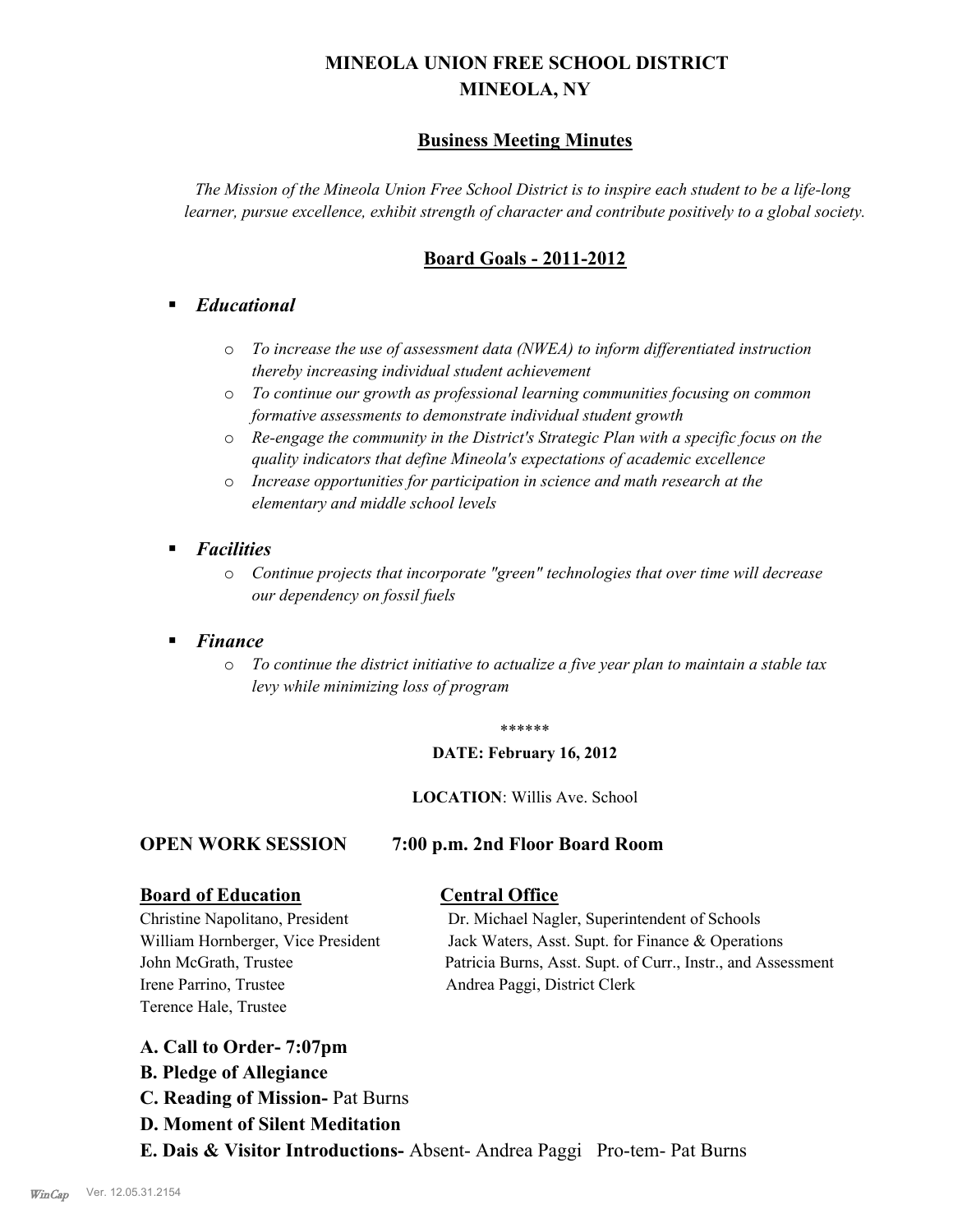# MINEOLA UNION FREE SCHOOL DISTRICT
# MINEOLA, NY

## Business Meeting Minutes

*The Mission of the Mineola Union Free School District is to inspire each student to be a life-long learner, pursue excellence, exhibit strength of character and contribute positively to a global society.*

## Board Goals - 2011-2012

- ***Educational***
  - *To increase the use of assessment data (NWEA) to inform differentiated instruction thereby increasing individual student achievement*
  - *To continue our growth as professional learning communities focusing on common formative assessments to demonstrate individual student growth*
  - *Re-engage the community in the District's Strategic Plan with a specific focus on the quality indicators that define Mineola's expectations of academic excellence*
  - *Increase opportunities for participation in science and math research at the elementary and middle school levels*

- ***Facilities***
  - *Continue projects that incorporate "green" technologies that over time will decrease our dependency on fossil fuels*

- ***Finance***
  - *To continue the district initiative to actualize a five year plan to maintain a stable tax levy while minimizing loss of program*

******

**DATE: February 16, 2012**

**LOCATION**: Willis Ave. School

**OPEN WORK SESSION 7:00 p.m. 2nd Floor Board Room**

**Board of Education**

Christine Napolitano, President
William Hornberger, Vice President
John McGrath, Trustee
Irene Parrino, Trustee
Terence Hale, Trustee

**Central Office**

Dr. Michael Nagler, Superintendent of Schools
Jack Waters, Asst. Supt. for Finance & Operations
Patricia Burns, Asst. Supt. of Curr., Instr., and Assessment
Andrea Paggi, District Clerk

**A. Call to Order- 7:07pm**

**B. Pledge of Allegiance**

**C. Reading of Mission-** Pat Burns

**D. Moment of Silent Meditation**

**E. Dais & Visitor Introductions-** Absent- Andrea Paggi Pro-tem- Pat Burns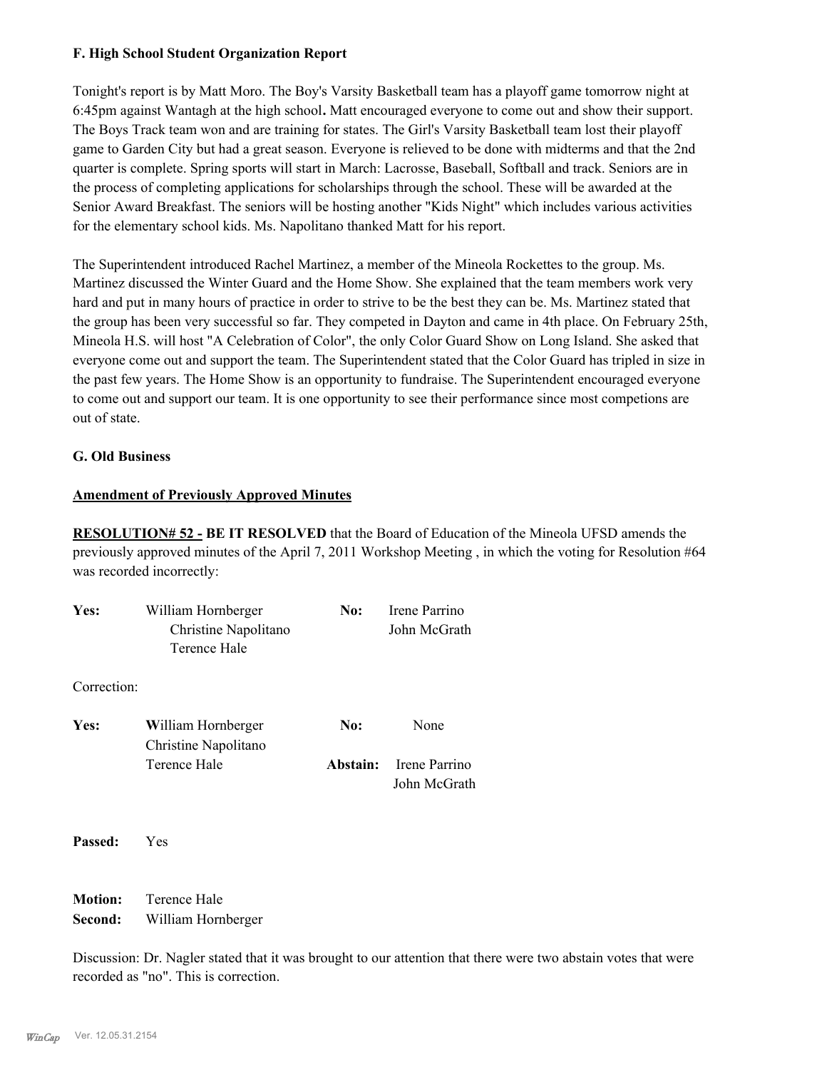**F. High School Student Organization Report**

Tonight's report is by Matt Moro. The Boy's Varsity Basketball team has a playoff game tomorrow night at 6:45pm against Wantagh at the high school**.** Matt encouraged everyone to come out and show their support. The Boys Track team won and are training for states. The Girl's Varsity Basketball team lost their playoff game to Garden City but had a great season. Everyone is relieved to be done with midterms and that the 2nd quarter is complete. Spring sports will start in March: Lacrosse, Baseball, Softball and track. Seniors are in the process of completing applications for scholarships through the school. These will be awarded at the Senior Award Breakfast. The seniors will be hosting another "Kids Night" which includes various activities for the elementary school kids. Ms. Napolitano thanked Matt for his report.

The Superintendent introduced Rachel Martinez, a member of the Mineola Rockettes to the group. Ms. Martinez discussed the Winter Guard and the Home Show. She explained that the team members work very hard and put in many hours of practice in order to strive to be the best they can be. Ms. Martinez stated that the group has been very successful so far. They competed in Dayton and came in 4th place. On February 25th, Mineola H.S. will host "A Celebration of Color", the only Color Guard Show on Long Island. She asked that everyone come out and support the team. The Superintendent stated that the Color Guard has tripled in size in the past few years. The Home Show is an opportunity to fundraise. The Superintendent encouraged everyone to come out and support our team. It is one opportunity to see their performance since most competions are out of state.

**G. Old Business**

**Amendment of Previously Approved Minutes**

**RESOLUTION# 52 - BE IT RESOLVED** that the Board of Education of the Mineola UFSD amends the previously approved minutes of the April 7, 2011 Workshop Meeting , in which the voting for Resolution #64 was recorded incorrectly:

| | | | |
|---|---|---|---|
| **Yes:** | William Hornberger | **No:** | Irene Parrino |
| | Christine Napolitano | | John McGrath |
| | Terence Hale | | |

Correction:

| | | | |
|---|---|---|---|
| **Yes:** | William Hornberger | **No:** | None |
| | Christine Napolitano | | |
| | Terence Hale | **Abstain:** | Irene Parrino |
| | | | John McGrath |

**Passed:** Yes

**Motion:** Terence Hale
**Second:** William Hornberger

Discussion: Dr. Nagler stated that it was brought to our attention that there were two abstain votes that were recorded as "no". This is correction.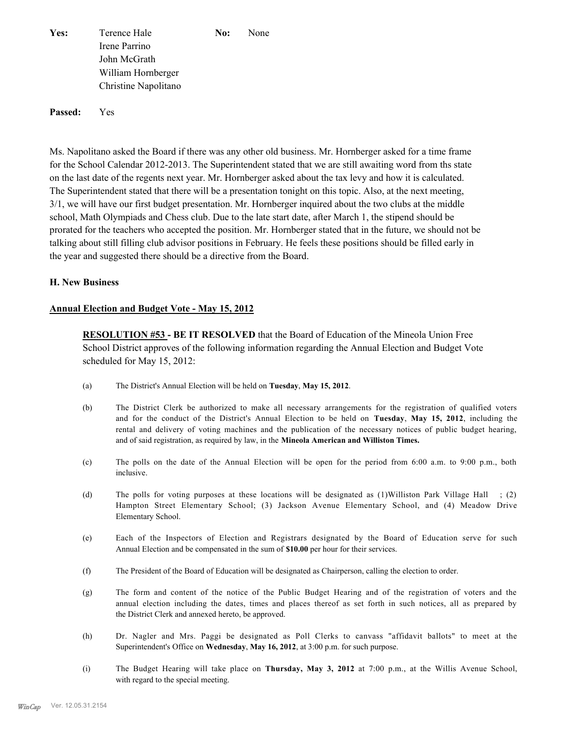**Yes:** Terence Hale
Irene Parrino
John McGrath
William Hornberger
Christine Napolitano

**No:** None

**Passed:** Yes

Ms. Napolitano asked the Board if there was any other old business. Mr. Hornberger asked for a time frame for the School Calendar 2012-2013. The Superintendent stated that we are still awaiting word from ths state on the last date of the regents next year. Mr. Hornberger asked about the tax levy and how it is calculated. The Superintendent stated that there will be a presentation tonight on this topic. Also, at the next meeting, 3/1, we will have our first budget presentation. Mr. Hornberger inquired about the two clubs at the middle school, Math Olympiads and Chess club. Due to the late start date, after March 1, the stipend should be prorated for the teachers who accepted the position. Mr. Hornberger stated that in the future, we should not be talking about still filling club advisor positions in February. He feels these positions should be filled early in the year and suggested there should be a directive from the Board.

### H. New Business

**Annual Election and Budget Vote - May 15, 2012**

**RESOLUTION #53 - BE IT RESOLVED** that the Board of Education of the Mineola Union Free School District approves of the following information regarding the Annual Election and Budget Vote scheduled for May 15, 2012:

(a) The District's Annual Election will be held on **Tuesday**, **May 15, 2012**.

(b) The District Clerk be authorized to make all necessary arrangements for the registration of qualified voters and for the conduct of the District's Annual Election to be held on **Tuesday**, **May 15, 2012**, including the rental and delivery of voting machines and the publication of the necessary notices of public budget hearing, and of said registration, as required by law, in the **Mineola American and Williston Times.**

(c) The polls on the date of the Annual Election will be open for the period from 6:00 a.m. to 9:00 p.m., both inclusive.

(d) The polls for voting purposes at these locations will be designated as (1)Williston Park Village Hall ; (2) Hampton Street Elementary School; (3) Jackson Avenue Elementary School, and (4) Meadow Drive Elementary School.

(e) Each of the Inspectors of Election and Registrars designated by the Board of Education serve for such Annual Election and be compensated in the sum of **$10.00** per hour for their services.

(f) The President of the Board of Education will be designated as Chairperson, calling the election to order.

(g) The form and content of the notice of the Public Budget Hearing and of the registration of voters and the annual election including the dates, times and places thereof as set forth in such notices, all as prepared by the District Clerk and annexed hereto, be approved.

(h) Dr. Nagler and Mrs. Paggi be designated as Poll Clerks to canvass "affidavit ballots" to meet at the Superintendent's Office on **Wednesday**, **May 16, 2012**, at 3:00 p.m. for such purpose.

(i) The Budget Hearing will take place on **Thursday, May 3, 2012** at 7:00 p.m., at the Willis Avenue School, with regard to the special meeting.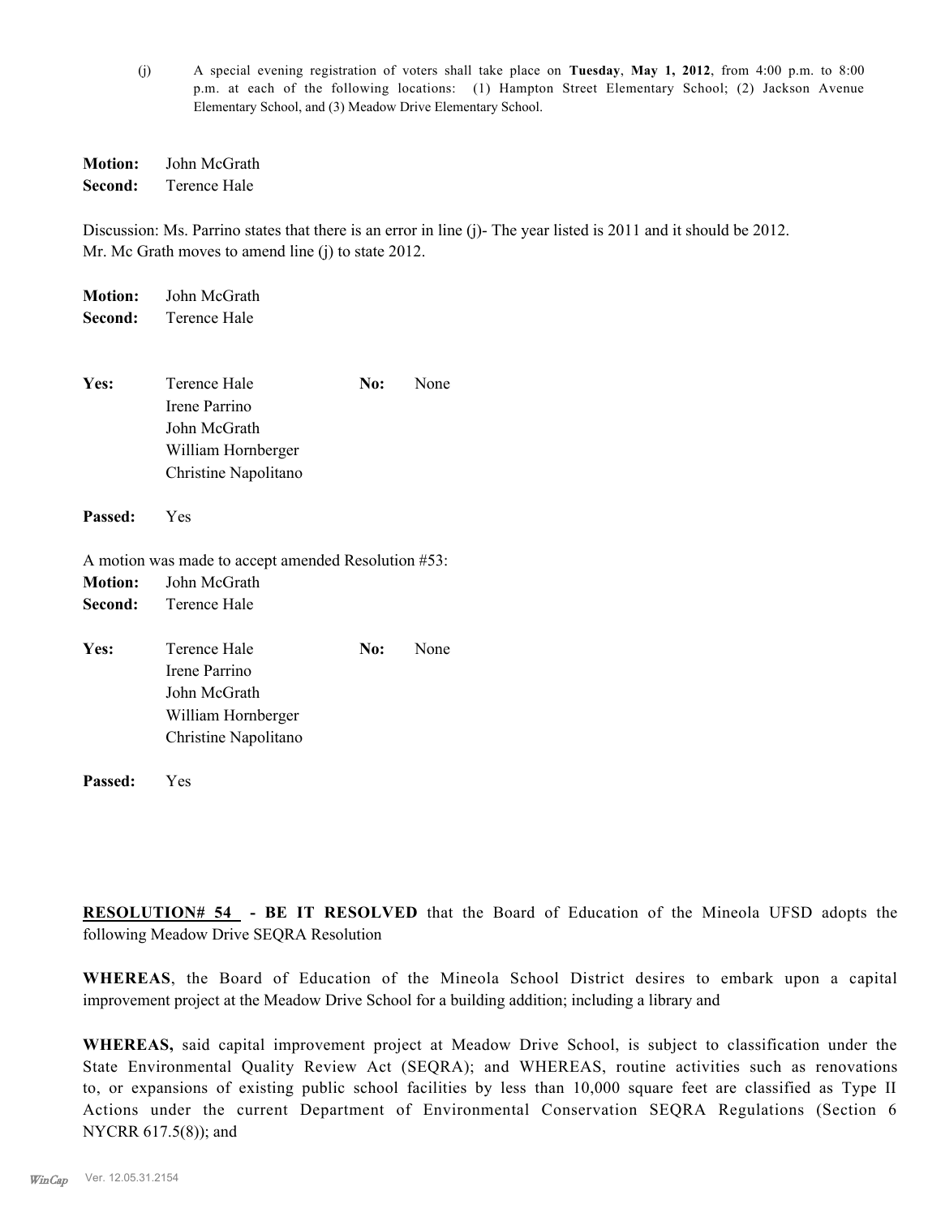(j) A special evening registration of voters shall take place on **Tuesday**, **May 1, 2012**, from 4:00 p.m. to 8:00 p.m. at each of the following locations: (1) Hampton Street Elementary School; (2) Jackson Avenue Elementary School, and (3) Meadow Drive Elementary School.

**Motion:** John McGrath
**Second:** Terence Hale

Discussion: Ms. Parrino states that there is an error in line (j)- The year listed is 2011 and it should be 2012. Mr. Mc Grath moves to amend line (j) to state 2012.

**Motion:** John McGrath
**Second:** Terence Hale

**Yes:** Terence Hale
Irene Parrino
John McGrath
William Hornberger
Christine Napolitano

**No:** None

**Passed:** Yes

A motion was made to accept amended Resolution #53:
**Motion:** John McGrath
**Second:** Terence Hale

**Yes:** Terence Hale
Irene Parrino
John McGrath
William Hornberger
Christine Napolitano

**No:** None

**Passed:** Yes

**RESOLUTION# 54 - BE IT RESOLVED** that the Board of Education of the Mineola UFSD adopts the following Meadow Drive SEQRA Resolution

**WHEREAS**, the Board of Education of the Mineola School District desires to embark upon a capital improvement project at the Meadow Drive School for a building addition; including a library and

**WHEREAS,** said capital improvement project at Meadow Drive School, is subject to classification under the State Environmental Quality Review Act (SEQRA); and WHEREAS, routine activities such as renovations to, or expansions of existing public school facilities by less than 10,000 square feet are classified as Type II Actions under the current Department of Environmental Conservation SEQRA Regulations (Section 6 NYCRR 617.5(8)); and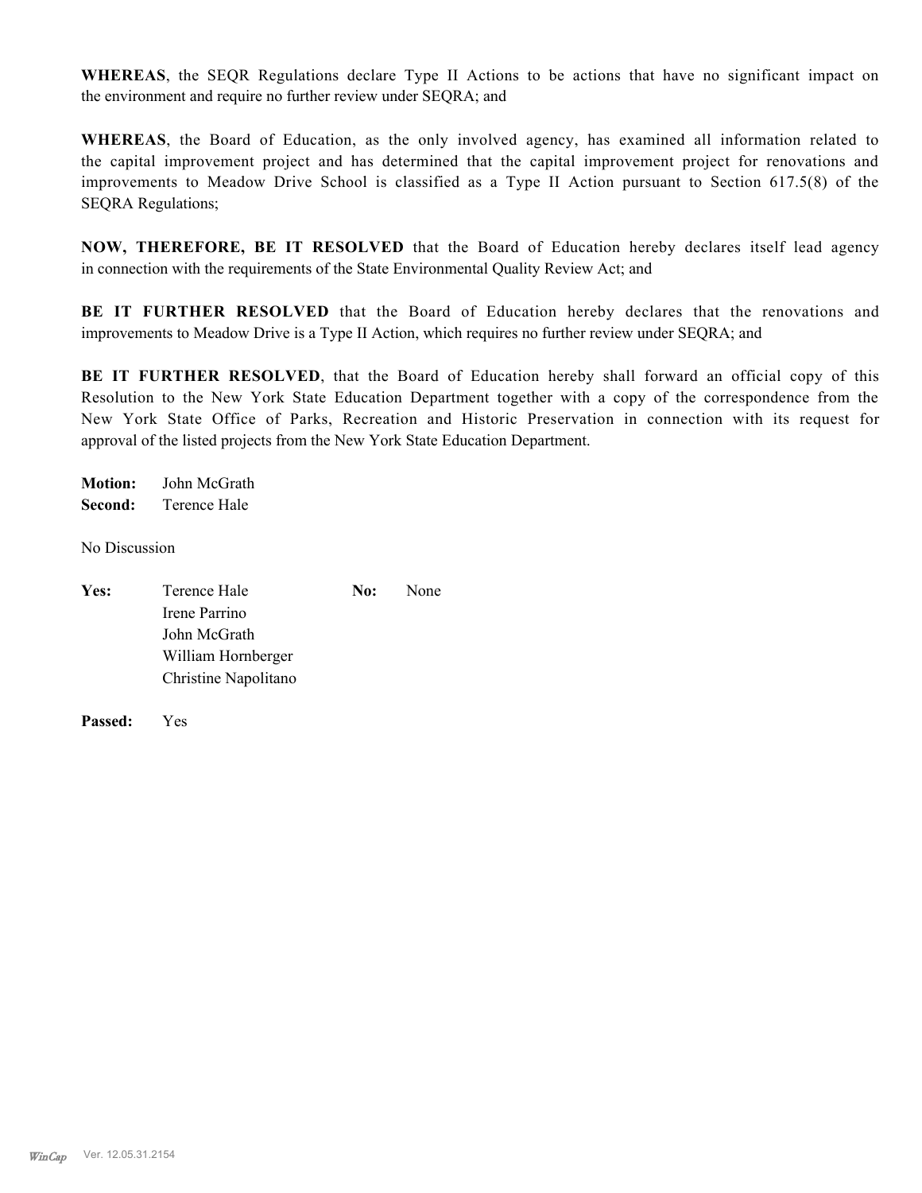**WHEREAS**, the SEQR Regulations declare Type II Actions to be actions that have no significant impact on the environment and require no further review under SEQRA; and

**WHEREAS**, the Board of Education, as the only involved agency, has examined all information related to the capital improvement project and has determined that the capital improvement project for renovations and improvements to Meadow Drive School is classified as a Type II Action pursuant to Section 617.5(8) of the SEQRA Regulations;

**NOW, THEREFORE, BE IT RESOLVED** that the Board of Education hereby declares itself lead agency in connection with the requirements of the State Environmental Quality Review Act; and

**BE IT FURTHER RESOLVED** that the Board of Education hereby declares that the renovations and improvements to Meadow Drive is a Type II Action, which requires no further review under SEQRA; and

**BE IT FURTHER RESOLVED**, that the Board of Education hereby shall forward an official copy of this Resolution to the New York State Education Department together with a copy of the correspondence from the New York State Office of Parks, Recreation and Historic Preservation in connection with its request for approval of the listed projects from the New York State Education Department.

**Motion:** John McGrath
**Second:** Terence Hale

No Discussion

**Yes:** Terence Hale
Irene Parrino
John McGrath
William Hornberger
Christine Napolitano

**No:** None

**Passed:** Yes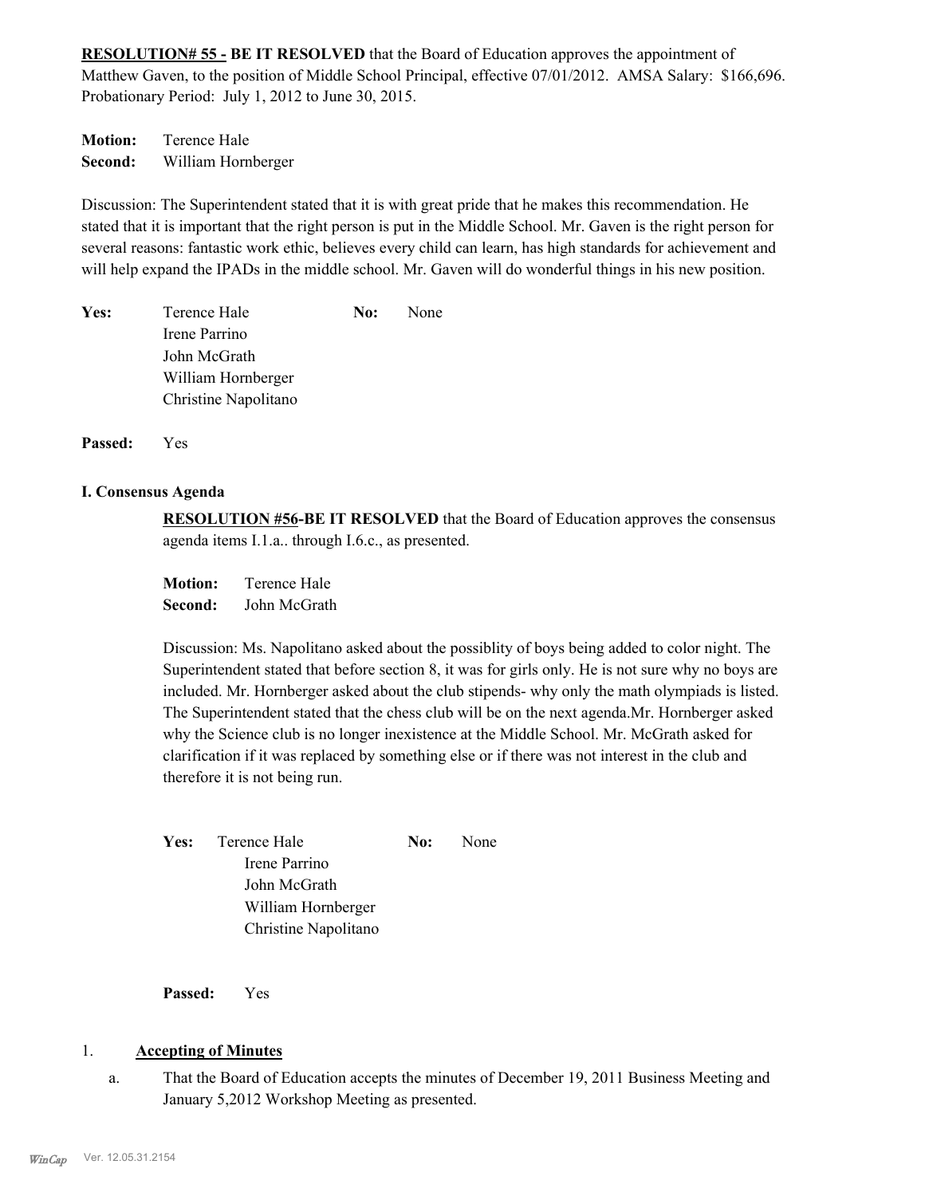**RESOLUTION# 55 - BE IT RESOLVED** that the Board of Education approves the appointment of Matthew Gaven, to the position of Middle School Principal, effective 07/01/2012. AMSA Salary: $166,696. Probationary Period: July 1, 2012 to June 30, 2015.

**Motion:** Terence Hale
**Second:** William Hornberger

Discussion: The Superintendent stated that it is with great pride that he makes this recommendation. He stated that it is important that the right person is put in the Middle School. Mr. Gaven is the right person for several reasons: fantastic work ethic, believes every child can learn, has high standards for achievement and will help expand the IPADs in the middle school. Mr. Gaven will do wonderful things in his new position.

**Yes:** Terence Hale
Irene Parrino
John McGrath
William Hornberger
Christine Napolitano

**No:** None

**Passed:** Yes

## I. Consensus Agenda

**RESOLUTION #56-BE IT RESOLVED** that the Board of Education approves the consensus agenda items I.1.a.. through I.6.c., as presented.

**Motion:** Terence Hale
**Second:** John McGrath

Discussion: Ms. Napolitano asked about the possiblity of boys being added to color night. The Superintendent stated that before section 8, it was for girls only. He is not sure why no boys are included. Mr. Hornberger asked about the club stipends- why only the math olympiads is listed. The Superintendent stated that the chess club will be on the next agenda.Mr. Hornberger asked why the Science club is no longer inexistence at the Middle School. Mr. McGrath asked for clarification if it was replaced by something else or if there was not interest in the club and therefore it is not being run.

**Yes:** Terence Hale
Irene Parrino
John McGrath
William Hornberger
Christine Napolitano

**No:** None

**Passed:** Yes

1. **Accepting of Minutes**

   a. That the Board of Education accepts the minutes of December 19, 2011 Business Meeting and January 5,2012 Workshop Meeting as presented.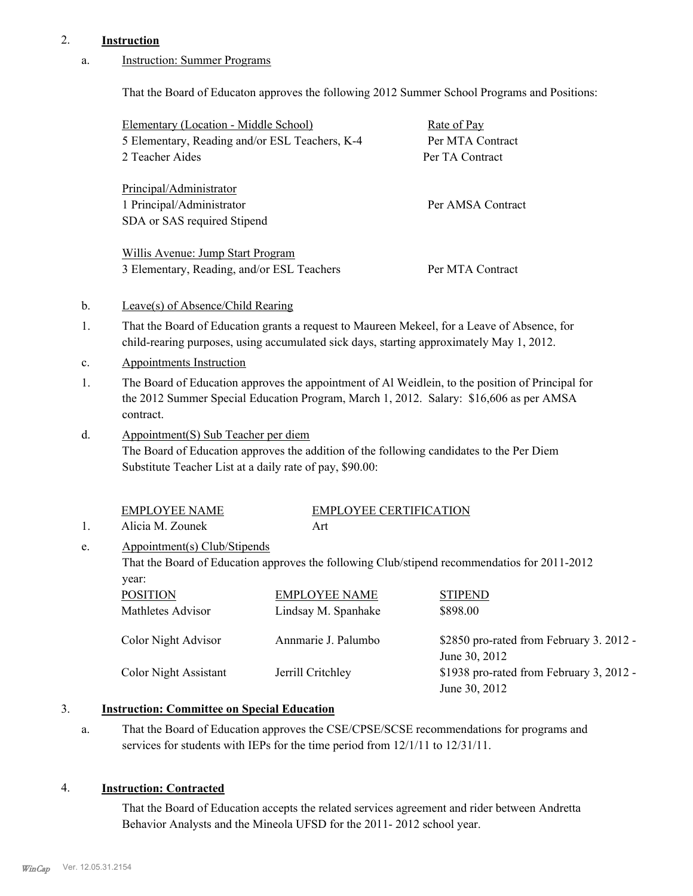2. **Instruction**

a. Instruction: Summer Programs

That the Board of Educaton approves the following 2012 Summer School Programs and Positions:

| Elementary (Location - Middle School) | Rate of Pay |
|---|---|
| 5 Elementary, Reading and/or ESL Teachers, K-4 | Per MTA Contract |
| 2 Teacher Aides | Per TA Contract |
| **Principal/Administrator** | |
| 1 Principal/Administrator<br>SDA or SAS required Stipend | Per AMSA Contract |
| **Willis Avenue: Jump Start Program** | |
| 3 Elementary, Reading, and/or ESL Teachers | Per MTA Contract |

b. Leave(s) of Absence/Child Rearing

1. That the Board of Education grants a request to Maureen Mekeel, for a Leave of Absence, for child-rearing purposes, using accumulated sick days, starting approximately May 1, 2012.

c. Appointments Instruction

1. The Board of Education approves the appointment of Al Weidlein, to the position of Principal for the 2012 Summer Special Education Program, March 1, 2012. Salary: $16,606 as per AMSA contract.

d. Appointment(S) Sub Teacher per diem

The Board of Education approves the addition of the following candidates to the Per Diem Substitute Teacher List at a daily rate of pay, $90.00:

| | EMPLOYEE NAME | EMPLOYEE CERTIFICATION |
|---|---|---|
| 1. | Alicia M. Zounek | Art |

e. Appointment(s) Club/Stipends

That the Board of Education approves the following Club/stipend recommendatios for 2011-2012 year:

| POSITION | EMPLOYEE NAME | STIPEND |
|---|---|---|
| Mathletes Advisor | Lindsay M. Spanhake | $898.00 |
| Color Night Advisor | Annmarie J. Palumbo | $2850 pro-rated from February 3. 2012 - June 30, 2012 |
| Color Night Assistant | Jerrill Critchley | $1938 pro-rated from February 3, 2012 - June 30, 2012 |

3. **Instruction: Committee on Special Education**

a. That the Board of Education approves the CSE/CPSE/SCSE recommendations for programs and services for students with IEPs for the time period from 12/1/11 to 12/31/11.

4. **Instruction: Contracted**

That the Board of Education accepts the related services agreement and rider between Andretta Behavior Analysts and the Mineola UFSD for the 2011- 2012 school year.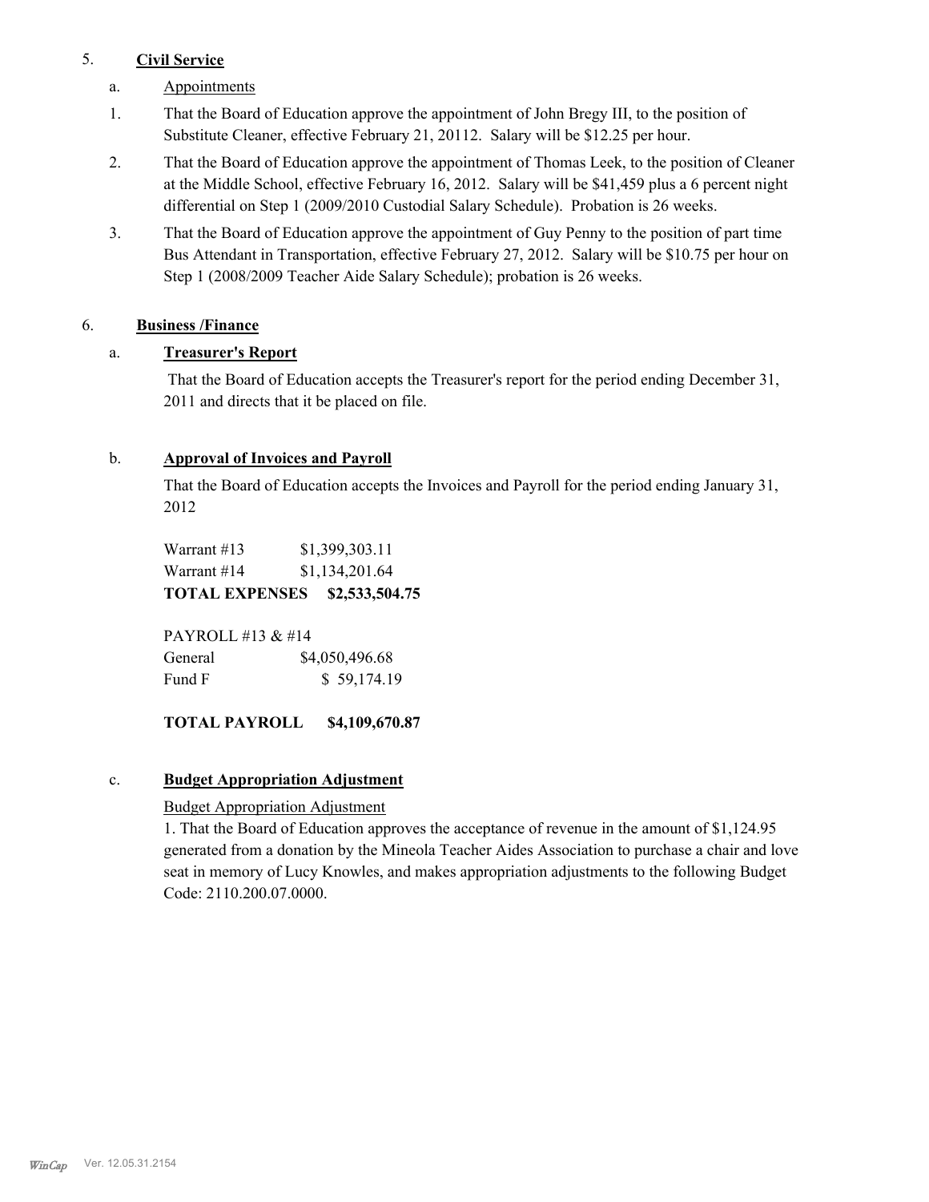5. **Civil Service**

a. Appointments

1. That the Board of Education approve the appointment of John Bregy III, to the position of Substitute Cleaner, effective February 21, 20112. Salary will be $12.25 per hour.

2. That the Board of Education approve the appointment of Thomas Leek, to the position of Cleaner at the Middle School, effective February 16, 2012. Salary will be $41,459 plus a 6 percent night differential on Step 1 (2009/2010 Custodial Salary Schedule). Probation is 26 weeks.

3. That the Board of Education approve the appointment of Guy Penny to the position of part time Bus Attendant in Transportation, effective February 27, 2012. Salary will be $10.75 per hour on Step 1 (2008/2009 Teacher Aide Salary Schedule); probation is 26 weeks.

6. **Business /Finance**

a. **Treasurer's Report**

That the Board of Education accepts the Treasurer's report for the period ending December 31, 2011 and directs that it be placed on file.

b. **Approval of Invoices and Payroll**

That the Board of Education accepts the Invoices and Payroll for the period ending January 31, 2012

| | |
|---|---|
| Warrant #13 | $1,399,303.11 |
| Warrant #14 | $1,134,201.64 |
| **TOTAL EXPENSES** | **$2,533,504.75** |

PAYROLL #13 & #14

| | |
|---|---|
| General | $4,050,496.68 |
| Fund F | $ 59,174.19 |

**TOTAL PAYROLL $4,109,670.87**

c. **Budget Appropriation Adjustment**

Budget Appropriation Adjustment

1. That the Board of Education approves the acceptance of revenue in the amount of $1,124.95 generated from a donation by the Mineola Teacher Aides Association to purchase a chair and love seat in memory of Lucy Knowles, and makes appropriation adjustments to the following Budget Code: 2110.200.07.0000.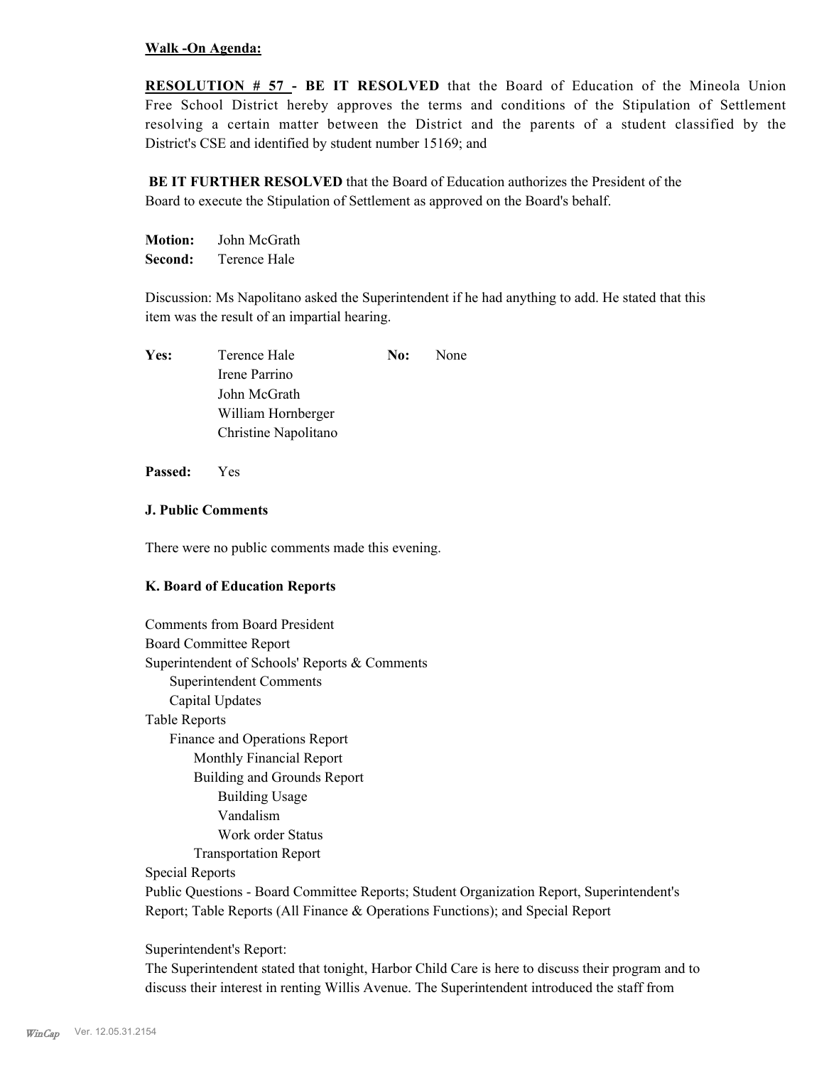**Walk -On Agenda:**

**RESOLUTION # 57 - BE IT RESOLVED** that the Board of Education of the Mineola Union Free School District hereby approves the terms and conditions of the Stipulation of Settlement resolving a certain matter between the District and the parents of a student classified by the District's CSE and identified by student number 15169; and

**BE IT FURTHER RESOLVED** that the Board of Education authorizes the President of the Board to execute the Stipulation of Settlement as approved on the Board's behalf.

**Motion:** John McGrath
**Second:** Terence Hale

Discussion: Ms Napolitano asked the Superintendent if he had anything to add. He stated that this item was the result of an impartial hearing.

| **Yes:** | Terence Hale | **No:** | None |
|---|---|---|---|
| | Irene Parrino | | |
| | John McGrath | | |
| | William Hornberger | | |
| | Christine Napolitano | | |

**Passed:** Yes

**J. Public Comments**

There were no public comments made this evening.

**K. Board of Education Reports**

Comments from Board President
Board Committee Report
Superintendent of Schools' Reports & Comments
- Superintendent Comments
- Capital Updates

Table Reports
- Finance and Operations Report
  - Monthly Financial Report
  - Building and Grounds Report
    - Building Usage
    - Vandalism
    - Work order Status
  - Transportation Report

Special Reports
Public Questions - Board Committee Reports; Student Organization Report, Superintendent's Report; Table Reports (All Finance & Operations Functions); and Special Report

Superintendent's Report:
The Superintendent stated that tonight, Harbor Child Care is here to discuss their program and to discuss their interest in renting Willis Avenue. The Superintendent introduced the staff from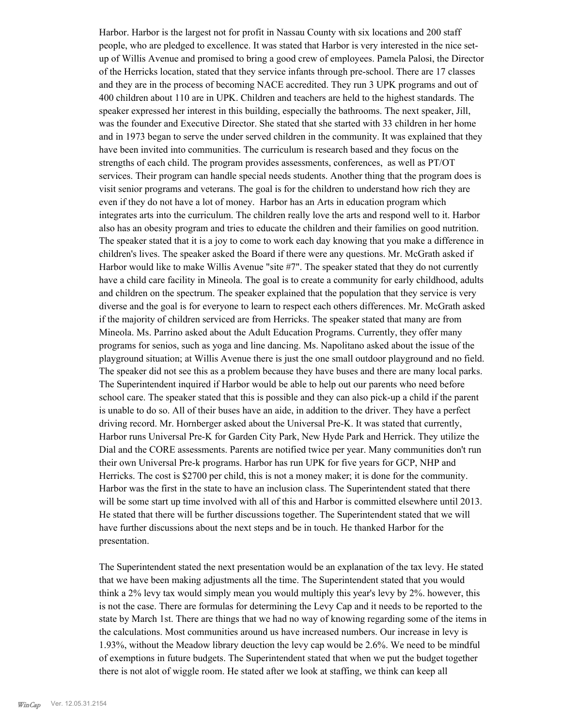Harbor. Harbor is the largest not for profit in Nassau County with six locations and 200 staff people, who are pledged to excellence. It was stated that Harbor is very interested in the nice set-up of Willis Avenue and promised to bring a good crew of employees. Pamela Palosi, the Director of the Herricks location, stated that they service infants through pre-school. There are 17 classes and they are in the process of becoming NACE accredited. They run 3 UPK programs and out of 400 children about 110 are in UPK. Children and teachers are held to the highest standards. The speaker expressed her interest in this building, especially the bathrooms. The next speaker, Jill, was the founder and Executive Director. She stated that she started with 33 children in her home and in 1973 began to serve the under served children in the community. It was explained that they have been invited into communities. The curriculum is research based and they focus on the strengths of each child. The program provides assessments, conferences, as well as PT/OT services. Their program can handle special needs students. Another thing that the program does is visit senior programs and veterans. The goal is for the children to understand how rich they are even if they do not have a lot of money. Harbor has an Arts in education program which integrates arts into the curriculum. The children really love the arts and respond well to it. Harbor also has an obesity program and tries to educate the children and their families on good nutrition. The speaker stated that it is a joy to come to work each day knowing that you make a difference in children's lives. The speaker asked the Board if there were any questions. Mr. McGrath asked if Harbor would like to make Willis Avenue "site #7". The speaker stated that they do not currently have a child care facility in Mineola. The goal is to create a community for early childhood, adults and children on the spectrum. The speaker explained that the population that they service is very diverse and the goal is for everyone to learn to respect each others differences. Mr. McGrath asked if the majority of children serviced are from Herricks. The speaker stated that many are from Mineola. Ms. Parrino asked about the Adult Education Programs. Currently, they offer many programs for senios, such as yoga and line dancing. Ms. Napolitano asked about the issue of the playground situation; at Willis Avenue there is just the one small outdoor playground and no field. The speaker did not see this as a problem because they have buses and there are many local parks. The Superintendent inquired if Harbor would be able to help out our parents who need before school care. The speaker stated that this is possible and they can also pick-up a child if the parent is unable to do so. All of their buses have an aide, in addition to the driver. They have a perfect driving record. Mr. Hornberger asked about the Universal Pre-K. It was stated that currently, Harbor runs Universal Pre-K for Garden City Park, New Hyde Park and Herrick. They utilize the Dial and the CORE assessments. Parents are notified twice per year. Many communities don't run their own Universal Pre-k programs. Harbor has run UPK for five years for GCP, NHP and Herricks. The cost is $2700 per child, this is not a money maker; it is done for the community. Harbor was the first in the state to have an inclusion class. The Superintendent stated that there will be some start up time involved with all of this and Harbor is committed elsewhere until 2013. He stated that there will be further discussions together. The Superintendent stated that we will have further discussions about the next steps and be in touch. He thanked Harbor for the presentation.

The Superintendent stated the next presentation would be an explanation of the tax levy. He stated that we have been making adjustments all the time. The Superintendent stated that you would think a 2% levy tax would simply mean you would multiply this year's levy by 2%. however, this is not the case. There are formulas for determining the Levy Cap and it needs to be reported to the state by March 1st. There are things that we had no way of knowing regarding some of the items in the calculations. Most communities around us have increased numbers. Our increase in levy is 1.93%, without the Meadow library deuction the levy cap would be 2.6%. We need to be mindful of exemptions in future budgets. The Superintendent stated that when we put the budget together there is not alot of wiggle room. He stated after we look at staffing, we think can keep all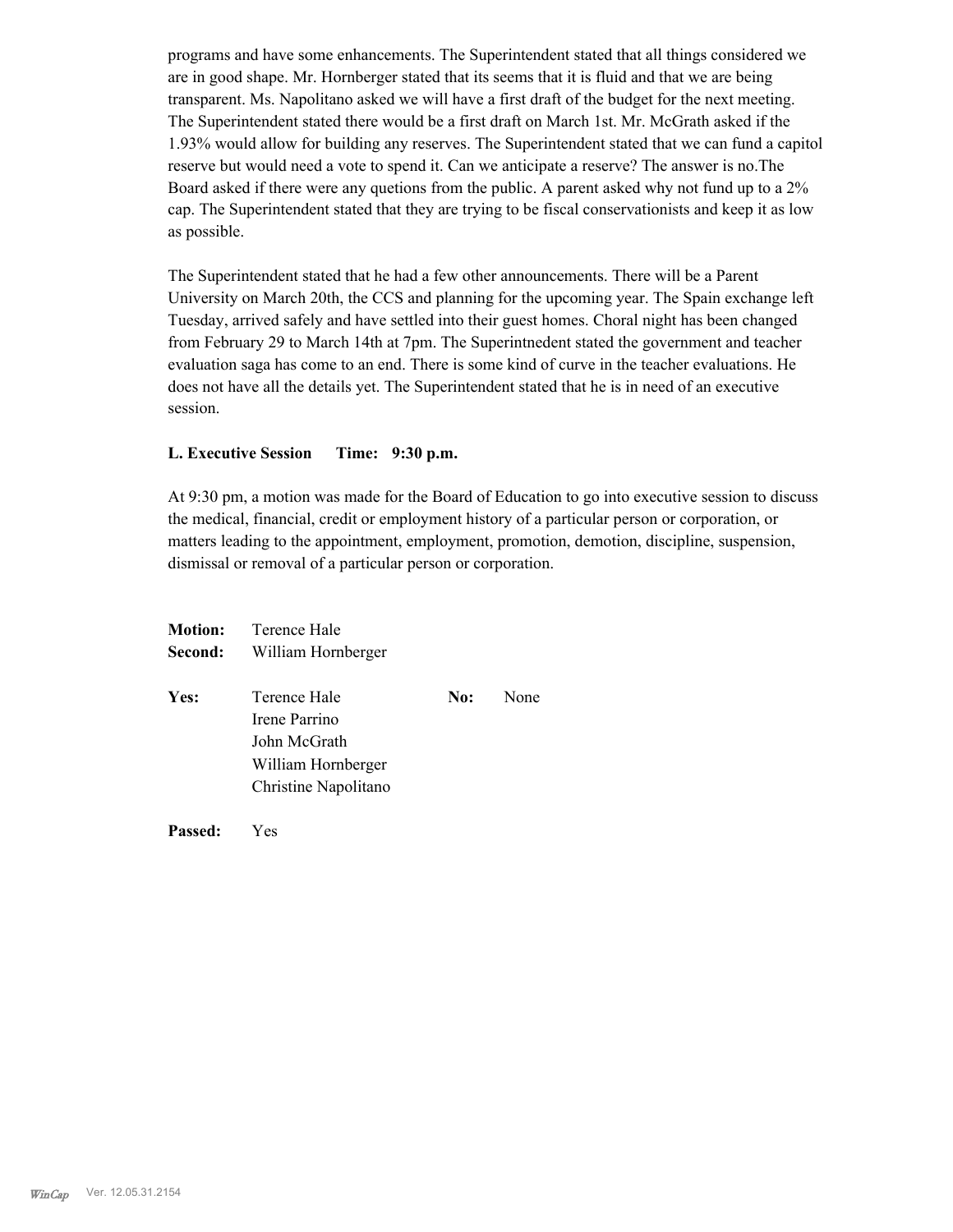programs and have some enhancements. The Superintendent stated that all things considered we are in good shape. Mr. Hornberger stated that its seems that it is fluid and that we are being transparent. Ms. Napolitano asked we will have a first draft of the budget for the next meeting. The Superintendent stated there would be a first draft on March 1st. Mr. McGrath asked if the 1.93% would allow for building any reserves. The Superintendent stated that we can fund a capitol reserve but would need a vote to spend it. Can we anticipate a reserve? The answer is no.The Board asked if there were any quetions from the public. A parent asked why not fund up to a 2% cap. The Superintendent stated that they are trying to be fiscal conservationists and keep it as low as possible.

The Superintendent stated that he had a few other announcements. There will be a Parent University on March 20th, the CCS and planning for the upcoming year. The Spain exchange left Tuesday, arrived safely and have settled into their guest homes. Choral night has been changed from February 29 to March 14th at 7pm. The Superintnedent stated the government and teacher evaluation saga has come to an end. There is some kind of curve in the teacher evaluations. He does not have all the details yet. The Superintendent stated that he is in need of an executive session.

**L. Executive Session Time: 9:30 p.m.**

At 9:30 pm, a motion was made for the Board of Education to go into executive session to discuss the medical, financial, credit or employment history of a particular person or corporation, or matters leading to the appointment, employment, promotion, demotion, discipline, suspension, dismissal or removal of a particular person or corporation.

**Motion:** Terence Hale
**Second:** William Hornberger

**Yes:** Terence Hale, Irene Parrino, John McGrath, William Hornberger, Christine Napolitano
**No:** None

**Passed:** Yes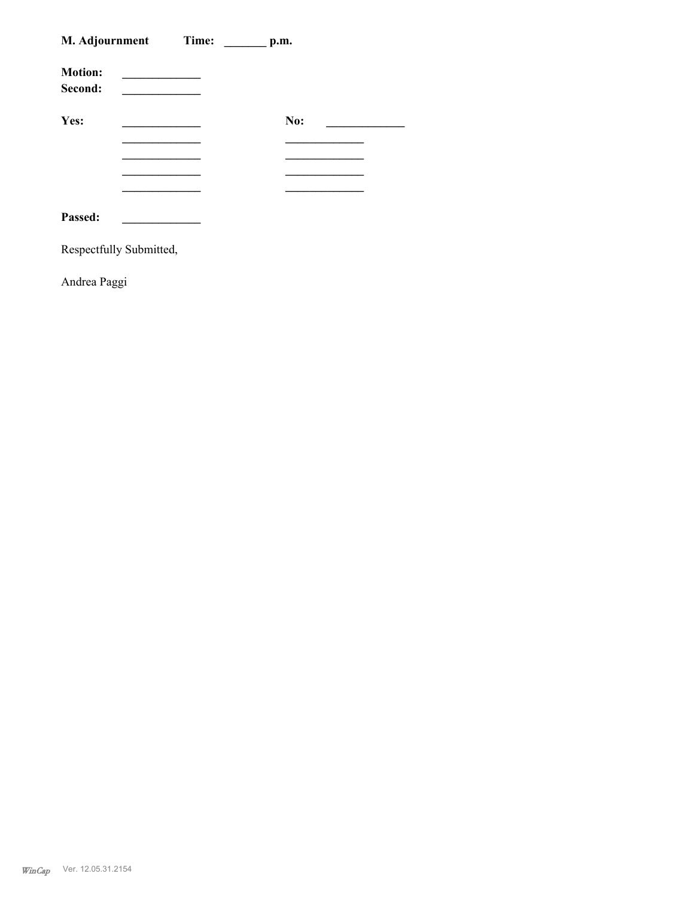**M. Adjournment** **Time: _______ p.m.**

**Motion:** _____________
**Second:** _____________

| | | | |
|---|---|---|---|
| **Yes:** | _____________ | **No:** | _____________ |
| | _____________ | | _____________ |
| | _____________ | | _____________ |
| | _____________ | | _____________ |
| | _____________ | | _____________ |

**Passed:** _____________

Respectfully Submitted,

Andrea Paggi